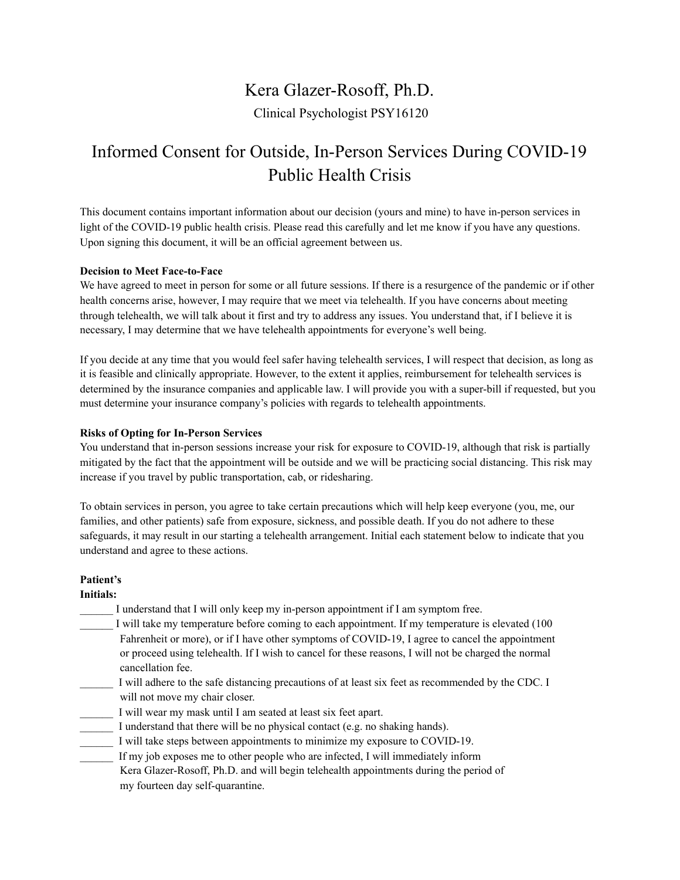# Kera Glazer-Rosoff, Ph.D.

Clinical Psychologist PSY16120

# Informed Consent for Outside, In-Person Services During COVID-19 Public Health Crisis

This document contains important information about our decision (yours and mine) to have in-person services in light of the COVID-19 public health crisis. Please read this carefully and let me know if you have any questions. Upon signing this document, it will be an official agreement between us.

**Decision to Meet Face-to-Face**

We have agreed to meet in person for some or all future sessions. If there is a resurgence of the pandemic or if other health concerns arise, however, I may require that we meet via telehealth. If you have concerns about meeting through telehealth, we will talk about it first and try to address any issues. You understand that, if I believe it is necessary, I may determine that we have telehealth appointments for everyone's well being.

If you decide at any time that you would feel safer having telehealth services, I will respect that decision, as long as it is feasible and clinically appropriate. However, to the extent it applies, reimbursement for telehealth services is determined by the insurance companies and applicable law. I will provide you with a super-bill if requested, but you must determine your insurance company's policies with regards to telehealth appointments.

**Risks of Opting for In-Person Services**

You understand that in-person sessions increase your risk for exposure to COVID-19, although that risk is partially mitigated by the fact that the appointment will be outside and we will be practicing social distancing. This risk may increase if you travel by public transportation, cab, or ridesharing.

To obtain services in person, you agree to take certain precautions which will help keep everyone (you, me, our families, and other patients) safe from exposure, sickness, and possible death. If you do not adhere to these safeguards, it may result in our starting a telehealth arrangement. Initial each statement below to indicate that you understand and agree to these actions.

**Patient's Initials:**

______ I understand that I will only keep my in-person appointment if I am symptom free.

______ I will take my temperature before coming to each appointment. If my temperature is elevated (100 Fahrenheit or more), or if I have other symptoms of COVID-19, I agree to cancel the appointment or proceed using telehealth. If I wish to cancel for these reasons, I will not be charged the normal cancellation fee.

______ I will adhere to the safe distancing precautions of at least six feet as recommended by the CDC. I will not move my chair closer.

______ I will wear my mask until I am seated at least six feet apart.

______ I understand that there will be no physical contact (e.g. no shaking hands).

______ I will take steps between appointments to minimize my exposure to COVID-19.

______ If my job exposes me to other people who are infected, I will immediately inform Kera Glazer-Rosoff, Ph.D. and will begin telehealth appointments during the period of my fourteen day self-quarantine.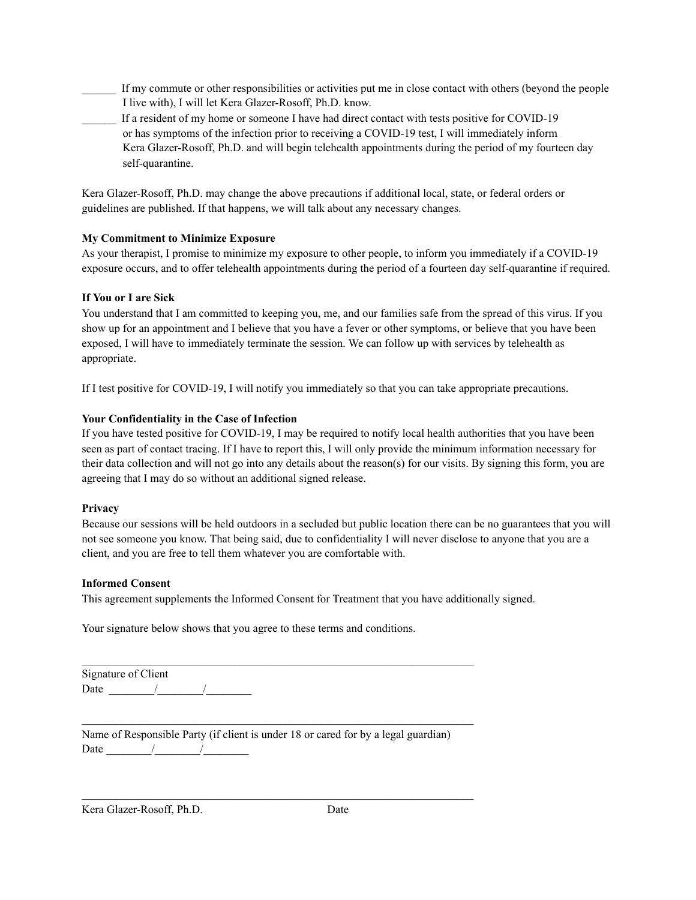______ If my commute or other responsibilities or activities put me in close contact with others (beyond the people I live with), I will let Kera Glazer-Rosoff, Ph.D. know.

______ If a resident of my home or someone I have had direct contact with tests positive for COVID-19 or has symptoms of the infection prior to receiving a COVID-19 test, I will immediately inform Kera Glazer-Rosoff, Ph.D. and will begin telehealth appointments during the period of my fourteen day self-quarantine.

Kera Glazer-Rosoff, Ph.D. may change the above precautions if additional local, state, or federal orders or guidelines are published. If that happens, we will talk about any necessary changes.

**My Commitment to Minimize Exposure**

As your therapist, I promise to minimize my exposure to other people, to inform you immediately if a COVID-19 exposure occurs, and to offer telehealth appointments during the period of a fourteen day self-quarantine if required.

**If You or I are Sick**

You understand that I am committed to keeping you, me, and our families safe from the spread of this virus. If you show up for an appointment and I believe that you have a fever or other symptoms, or believe that you have been exposed, I will have to immediately terminate the session. We can follow up with services by telehealth as appropriate.

If I test positive for COVID-19, I will notify you immediately so that you can take appropriate precautions.

**Your Confidentiality in the Case of Infection**

If you have tested positive for COVID-19, I may be required to notify local health authorities that you have been seen as part of contact tracing. If I have to report this, I will only provide the minimum information necessary for their data collection and will not go into any details about the reason(s) for our visits. By signing this form, you are agreeing that I may do so without an additional signed release.

**Privacy**

Because our sessions will be held outdoors in a secluded but public location there can be no guarantees that you will not see someone you know. That being said, due to confidentiality I will never disclose to anyone that you are a client, and you are free to tell them whatever you are comfortable with.

**Informed Consent**

This agreement supplements the Informed Consent for Treatment that you have additionally signed.

Your signature below shows that you agree to these terms and conditions.

\_\_\_\_\_\_\_\_\_\_\_\_\_\_\_\_\_\_\_\_\_\_\_\_\_\_\_\_\_\_\_\_\_\_\_\_\_\_\_\_\_\_\_\_\_\_\_\_\_\_\_\_\_\_\_\_\_\_\_\_\_\_\_\_\_\_

Signature of Client

Date ________/________/________

\_\_\_\_\_\_\_\_\_\_\_\_\_\_\_\_\_\_\_\_\_\_\_\_\_\_\_\_\_\_\_\_\_\_\_\_\_\_\_\_\_\_\_\_\_\_\_\_\_\_\_\_\_\_\_\_\_\_\_\_\_\_\_\_\_\_

Name of Responsible Party (if client is under 18 or cared for by a legal guardian)

Date ________/________/________

\_\_\_\_\_\_\_\_\_\_\_\_\_\_\_\_\_\_\_\_\_\_\_\_\_\_\_\_\_\_\_\_\_\_\_\_\_\_\_\_\_\_\_\_\_\_\_\_\_\_\_\_\_\_\_\_\_\_\_\_\_\_\_\_\_\_

Kera Glazer-Rosoff, Ph.D. Date